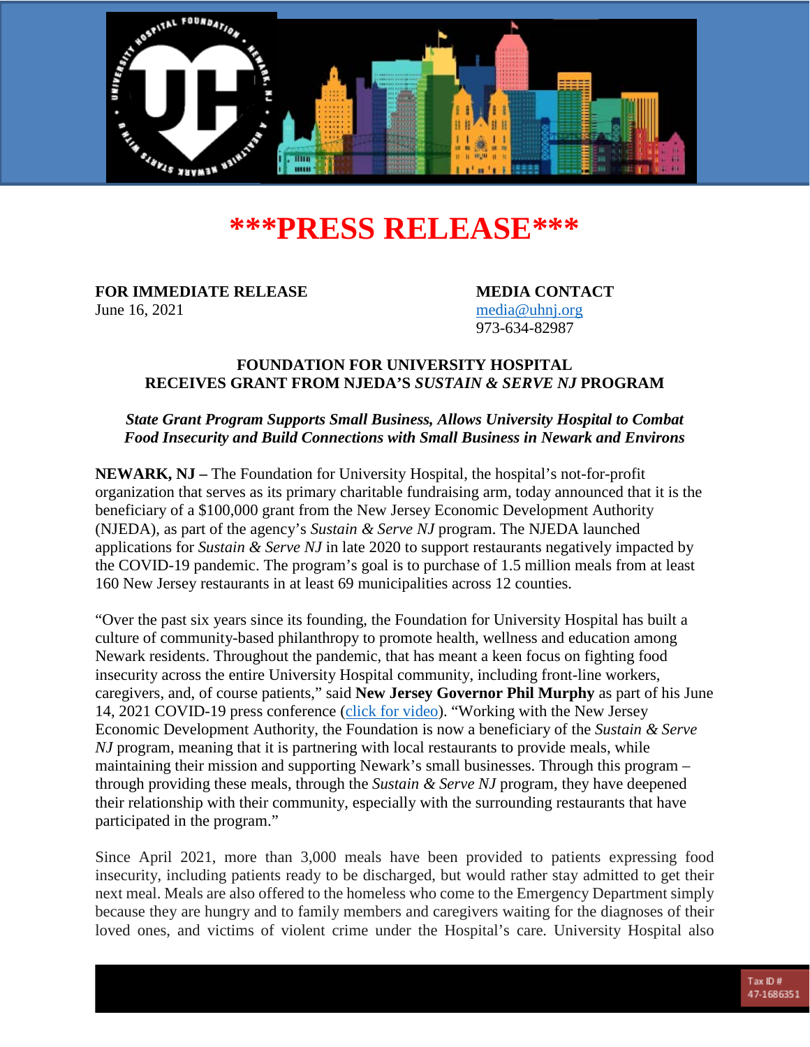# \*\*\*PRESS RELEASE\*\*\*

**FOR IMMEDIATE RELEASE**
June 16, 2021

**MEDIA CONTACT**
media@uhnj.org
973-634-82987

## FOUNDATION FOR UNIVERSITY HOSPITAL RECEIVES GRANT FROM NJEDA'S *SUSTAIN & SERVE NJ* PROGRAM

***State Grant Program Supports Small Business, Allows University Hospital to Combat Food Insecurity and Build Connections with Small Business in Newark and Environs***

**NEWARK, NJ –** The Foundation for University Hospital, the hospital's not-for-profit organization that serves as its primary charitable fundraising arm, today announced that it is the beneficiary of a $100,000 grant from the New Jersey Economic Development Authority (NJEDA), as part of the agency's *Sustain & Serve NJ* program. The NJEDA launched applications for *Sustain & Serve NJ* in late 2020 to support restaurants negatively impacted by the COVID-19 pandemic. The program's goal is to purchase of 1.5 million meals from at least 160 New Jersey restaurants in at least 69 municipalities across 12 counties.

"Over the past six years since its founding, the Foundation for University Hospital has built a culture of community-based philanthropy to promote health, wellness and education among Newark residents. Throughout the pandemic, that has meant a keen focus on fighting food insecurity across the entire University Hospital community, including front-line workers, caregivers, and, of course patients," said **New Jersey Governor Phil Murphy** as part of his June 14, 2021 COVID-19 press conference (click for video). "Working with the New Jersey Economic Development Authority, the Foundation is now a beneficiary of the *Sustain & Serve NJ* program, meaning that it is partnering with local restaurants to provide meals, while maintaining their mission and supporting Newark's small businesses. Through this program – through providing these meals, through the *Sustain & Serve NJ* program, they have deepened their relationship with their community, especially with the surrounding restaurants that have participated in the program."

Since April 2021, more than 3,000 meals have been provided to patients expressing food insecurity, including patients ready to be discharged, but would rather stay admitted to get their next meal. Meals are also offered to the homeless who come to the Emergency Department simply because they are hungry and to family members and caregivers waiting for the diagnoses of their loved ones, and victims of violent crime under the Hospital's care. University Hospital also

Tax ID # 47-1686351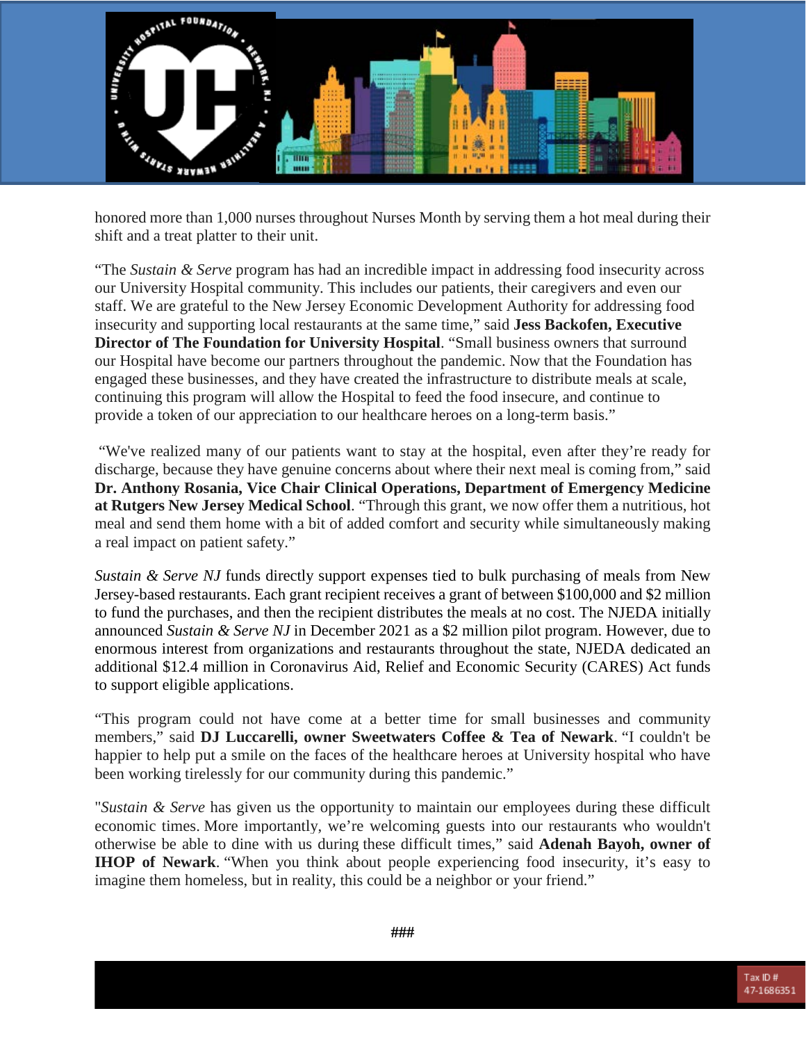honored more than 1,000 nurses throughout Nurses Month by serving them a hot meal during their shift and a treat platter to their unit.

"The *Sustain & Serve* program has had an incredible impact in addressing food insecurity across our University Hospital community. This includes our patients, their caregivers and even our staff. We are grateful to the New Jersey Economic Development Authority for addressing food insecurity and supporting local restaurants at the same time," said **Jess Backofen, Executive Director of The Foundation for University Hospital**. "Small business owners that surround our Hospital have become our partners throughout the pandemic. Now that the Foundation has engaged these businesses, and they have created the infrastructure to distribute meals at scale, continuing this program will allow the Hospital to feed the food insecure, and continue to provide a token of our appreciation to our healthcare heroes on a long-term basis."

"We've realized many of our patients want to stay at the hospital, even after they're ready for discharge, because they have genuine concerns about where their next meal is coming from," said **Dr. Anthony Rosania, Vice Chair Clinical Operations, Department of Emergency Medicine at Rutgers New Jersey Medical School**. "Through this grant, we now offer them a nutritious, hot meal and send them home with a bit of added comfort and security while simultaneously making a real impact on patient safety."

*Sustain & Serve NJ* funds directly support expenses tied to bulk purchasing of meals from New Jersey-based restaurants. Each grant recipient receives a grant of between $100,000 and $2 million to fund the purchases, and then the recipient distributes the meals at no cost. The NJEDA initially announced *Sustain & Serve NJ* in December 2021 as a $2 million pilot program. However, due to enormous interest from organizations and restaurants throughout the state, NJEDA dedicated an additional $12.4 million in Coronavirus Aid, Relief and Economic Security (CARES) Act funds to support eligible applications.

"This program could not have come at a better time for small businesses and community members," said **DJ Luccarelli, owner Sweetwaters Coffee & Tea of Newark**. "I couldn't be happier to help put a smile on the faces of the healthcare heroes at University hospital who have been working tirelessly for our community during this pandemic."

"*Sustain & Serve* has given us the opportunity to maintain our employees during these difficult economic times. More importantly, we're welcoming guests into our restaurants who wouldn't otherwise be able to dine with us during these difficult times," said **Adenah Bayoh, owner of IHOP of Newark**. "When you think about people experiencing food insecurity, it's easy to imagine them homeless, but in reality, this could be a neighbor or your friend."

###

Tax ID # 47-1686351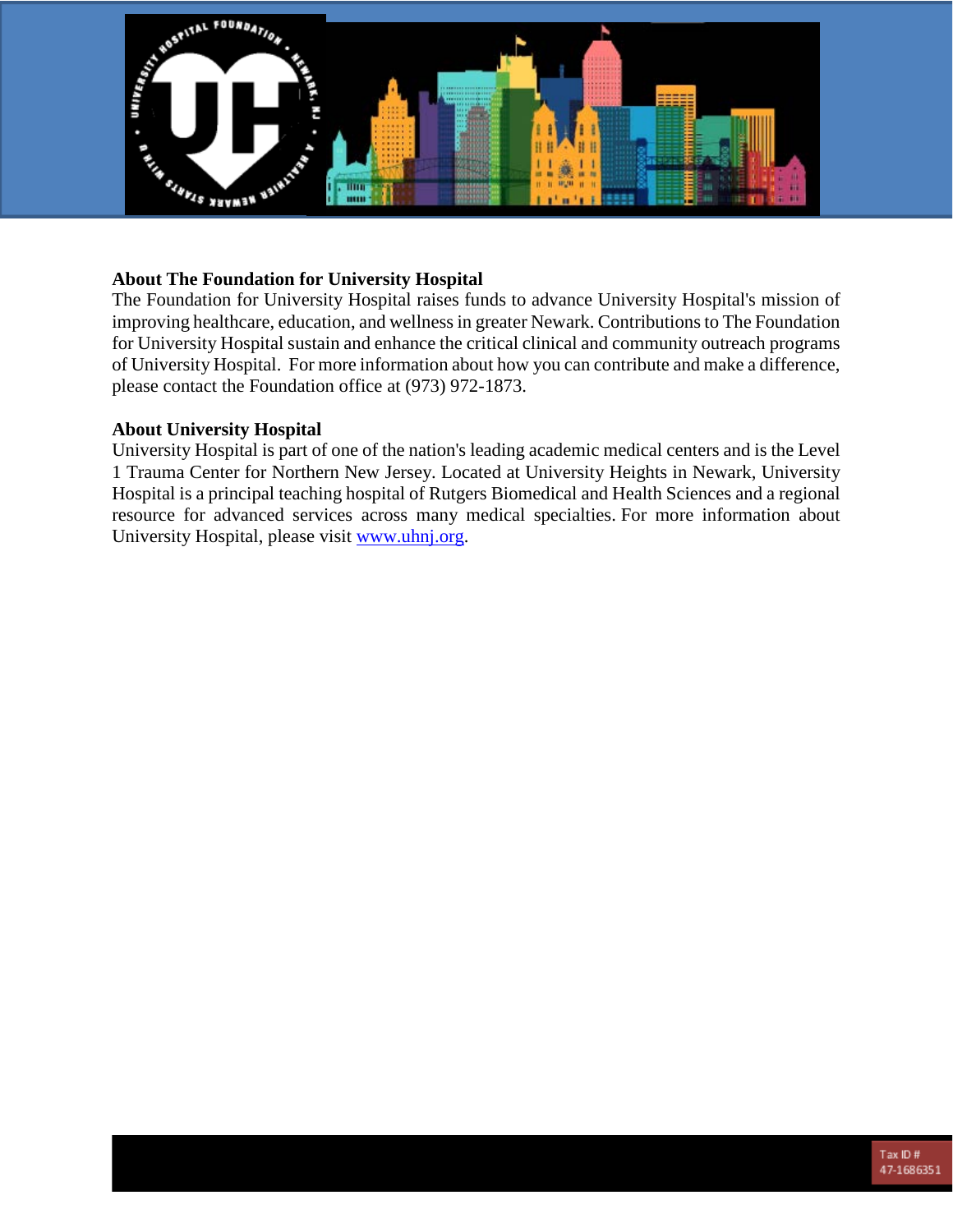## About The Foundation for University Hospital

The Foundation for University Hospital raises funds to advance University Hospital's mission of improving healthcare, education, and wellness in greater Newark. Contributions to The Foundation for University Hospital sustain and enhance the critical clinical and community outreach programs of University Hospital. For more information about how you can contribute and make a difference, please contact the Foundation office at (973) 972-1873.

## About University Hospital

University Hospital is part of one of the nation's leading academic medical centers and is the Level 1 Trauma Center for Northern New Jersey. Located at University Heights in Newark, University Hospital is a principal teaching hospital of Rutgers Biomedical and Health Sciences and a regional resource for advanced services across many medical specialties. For more information about University Hospital, please visit [www.uhnj.org](http://www.uhnj.org).

Tax ID #
47-1686351